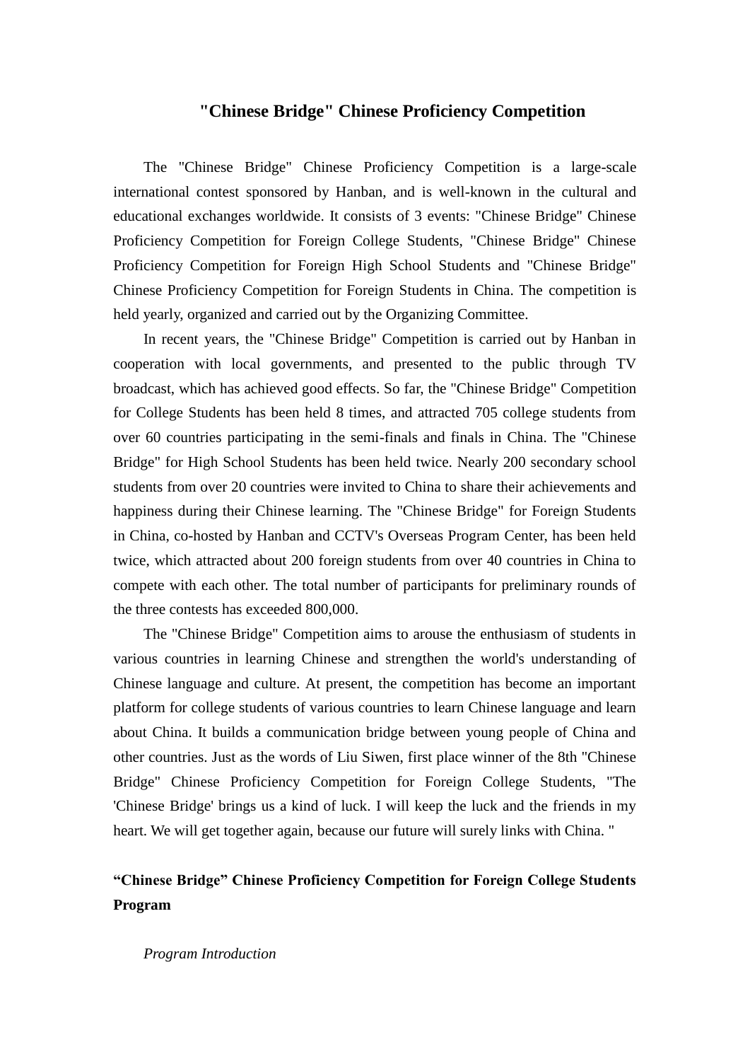# "Chinese Bridge" Chinese Proficiency Competition

The "Chinese Bridge" Chinese Proficiency Competition is a large-scale international contest sponsored by Hanban, and is well-known in the cultural and educational exchanges worldwide. It consists of 3 events: "Chinese Bridge" Chinese Proficiency Competition for Foreign College Students, "Chinese Bridge" Chinese Proficiency Competition for Foreign High School Students and "Chinese Bridge" Chinese Proficiency Competition for Foreign Students in China. The competition is held yearly, organized and carried out by the Organizing Committee.

In recent years, the "Chinese Bridge" Competition is carried out by Hanban in cooperation with local governments, and presented to the public through TV broadcast, which has achieved good effects. So far, the "Chinese Bridge" Competition for College Students has been held 8 times, and attracted 705 college students from over 60 countries participating in the semi-finals and finals in China. The "Chinese Bridge" for High School Students has been held twice. Nearly 200 secondary school students from over 20 countries were invited to China to share their achievements and happiness during their Chinese learning. The "Chinese Bridge" for Foreign Students in China, co-hosted by Hanban and CCTV's Overseas Program Center, has been held twice, which attracted about 200 foreign students from over 40 countries in China to compete with each other. The total number of participants for preliminary rounds of the three contests has exceeded 800,000.

The "Chinese Bridge" Competition aims to arouse the enthusiasm of students in various countries in learning Chinese and strengthen the world's understanding of Chinese language and culture. At present, the competition has become an important platform for college students of various countries to learn Chinese language and learn about China. It builds a communication bridge between young people of China and other countries. Just as the words of Liu Siwen, first place winner of the 8th "Chinese Bridge" Chinese Proficiency Competition for Foreign College Students, "The 'Chinese Bridge' brings us a kind of luck. I will keep the luck and the friends in my heart. We will get together again, because our future will surely links with China. "

## "Chinese Bridge" Chinese Proficiency Competition for Foreign College Students Program

*Program Introduction*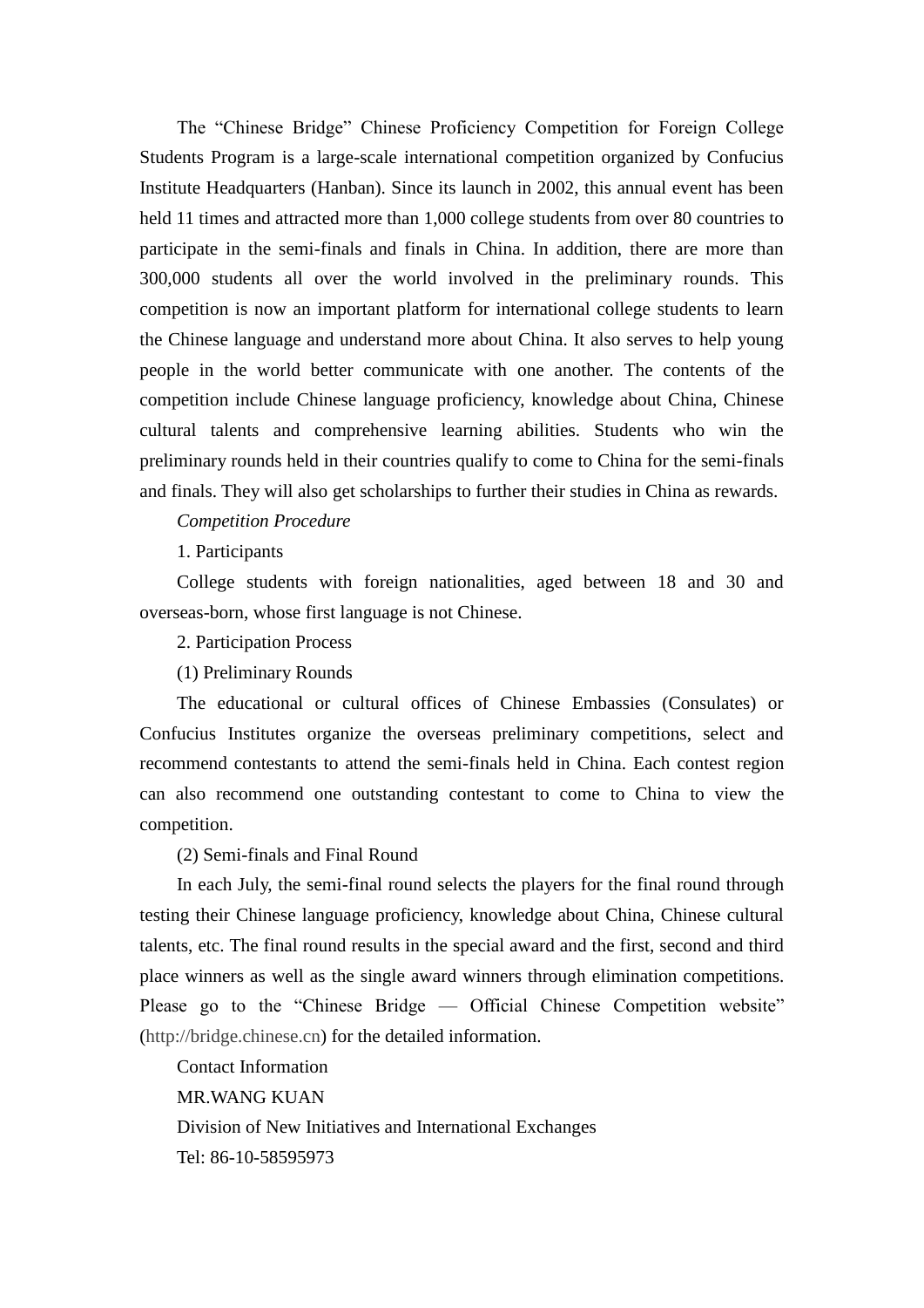The "Chinese Bridge" Chinese Proficiency Competition for Foreign College Students Program is a large-scale international competition organized by Confucius Institute Headquarters (Hanban). Since its launch in 2002, this annual event has been held 11 times and attracted more than 1,000 college students from over 80 countries to participate in the semi-finals and finals in China. In addition, there are more than 300,000 students all over the world involved in the preliminary rounds. This competition is now an important platform for international college students to learn the Chinese language and understand more about China. It also serves to help young people in the world better communicate with one another. The contents of the competition include Chinese language proficiency, knowledge about China, Chinese cultural talents and comprehensive learning abilities. Students who win the preliminary rounds held in their countries qualify to come to China for the semi-finals and finals. They will also get scholarships to further their studies in China as rewards.

*Competition Procedure*

1. Participants

College students with foreign nationalities, aged between 18 and 30 and overseas-born, whose first language is not Chinese.

2. Participation Process

(1) Preliminary Rounds

The educational or cultural offices of Chinese Embassies (Consulates) or Confucius Institutes organize the overseas preliminary competitions, select and recommend contestants to attend the semi-finals held in China. Each contest region can also recommend one outstanding contestant to come to China to view the competition.

(2) Semi-finals and Final Round

In each July, the semi-final round selects the players for the final round through testing their Chinese language proficiency, knowledge about China, Chinese cultural talents, etc. The final round results in the special award and the first, second and third place winners as well as the single award winners through elimination competitions. Please go to the "Chinese Bridge — Official Chinese Competition website" (http://bridge.chinese.cn) for the detailed information.

Contact Information

MR.WANG KUAN

Division of New Initiatives and International Exchanges

Tel: 86-10-58595973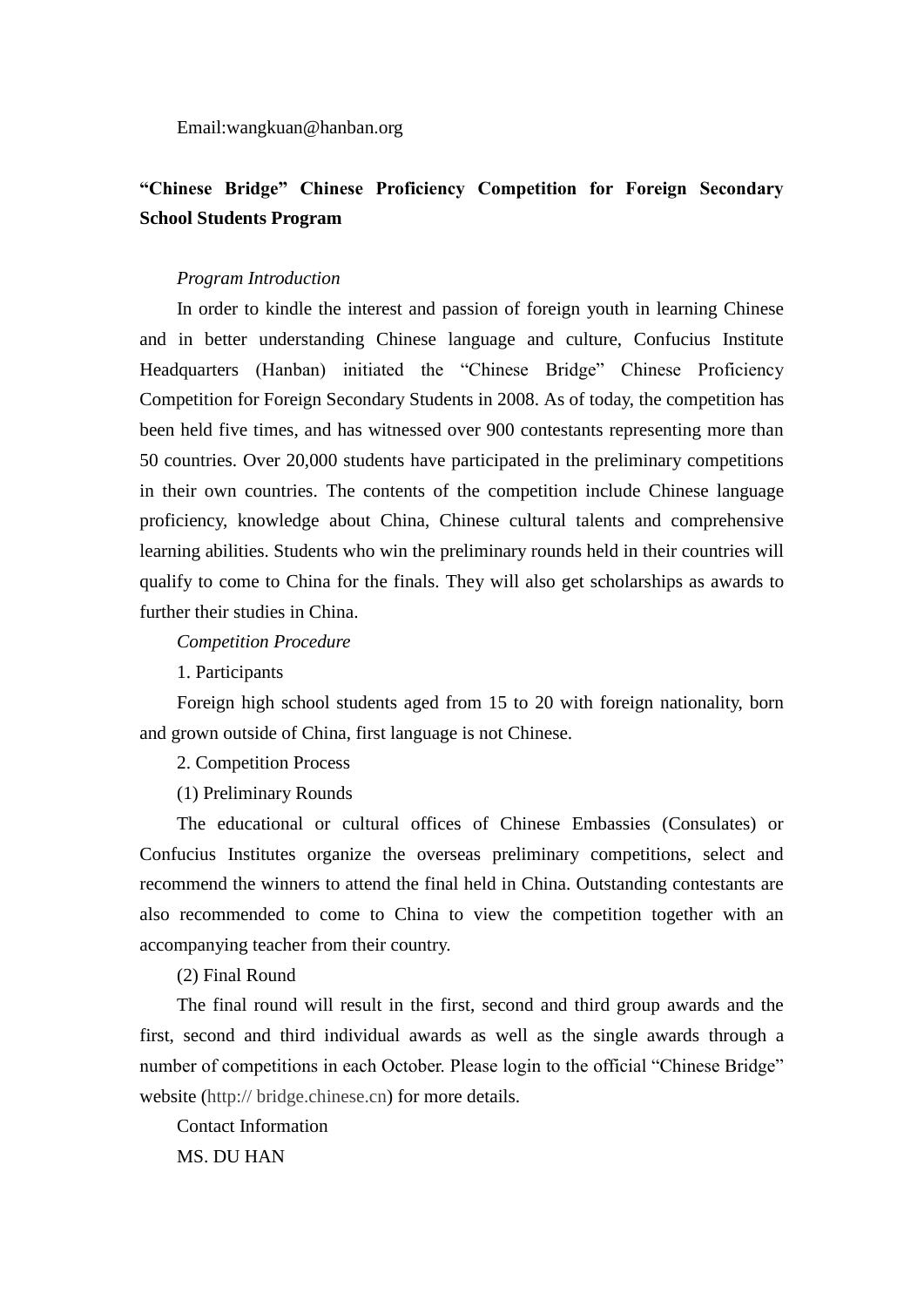Email:wangkuan@hanban.org

**“Chinese Bridge” Chinese Proficiency Competition for Foreign Secondary School Students Program**

*Program Introduction*

In order to kindle the interest and passion of foreign youth in learning Chinese and in better understanding Chinese language and culture, Confucius Institute Headquarters (Hanban) initiated the “Chinese Bridge” Chinese Proficiency Competition for Foreign Secondary Students in 2008. As of today, the competition has been held five times, and has witnessed over 900 contestants representing more than 50 countries. Over 20,000 students have participated in the preliminary competitions in their own countries. The contents of the competition include Chinese language proficiency, knowledge about China, Chinese cultural talents and comprehensive learning abilities. Students who win the preliminary rounds held in their countries will qualify to come to China for the finals. They will also get scholarships as awards to further their studies in China.

*Competition Procedure*

1. Participants

Foreign high school students aged from 15 to 20 with foreign nationality, born and grown outside of China, first language is not Chinese.

2. Competition Process

(1) Preliminary Rounds

The educational or cultural offices of Chinese Embassies (Consulates) or Confucius Institutes organize the overseas preliminary competitions, select and recommend the winners to attend the final held in China. Outstanding contestants are also recommended to come to China to view the competition together with an accompanying teacher from their country.

(2) Final Round

The final round will result in the first, second and third group awards and the first, second and third individual awards as well as the single awards through a number of competitions in each October. Please login to the official “Chinese Bridge” website (http:// bridge.chinese.cn) for more details.

Contact Information

MS. DU HAN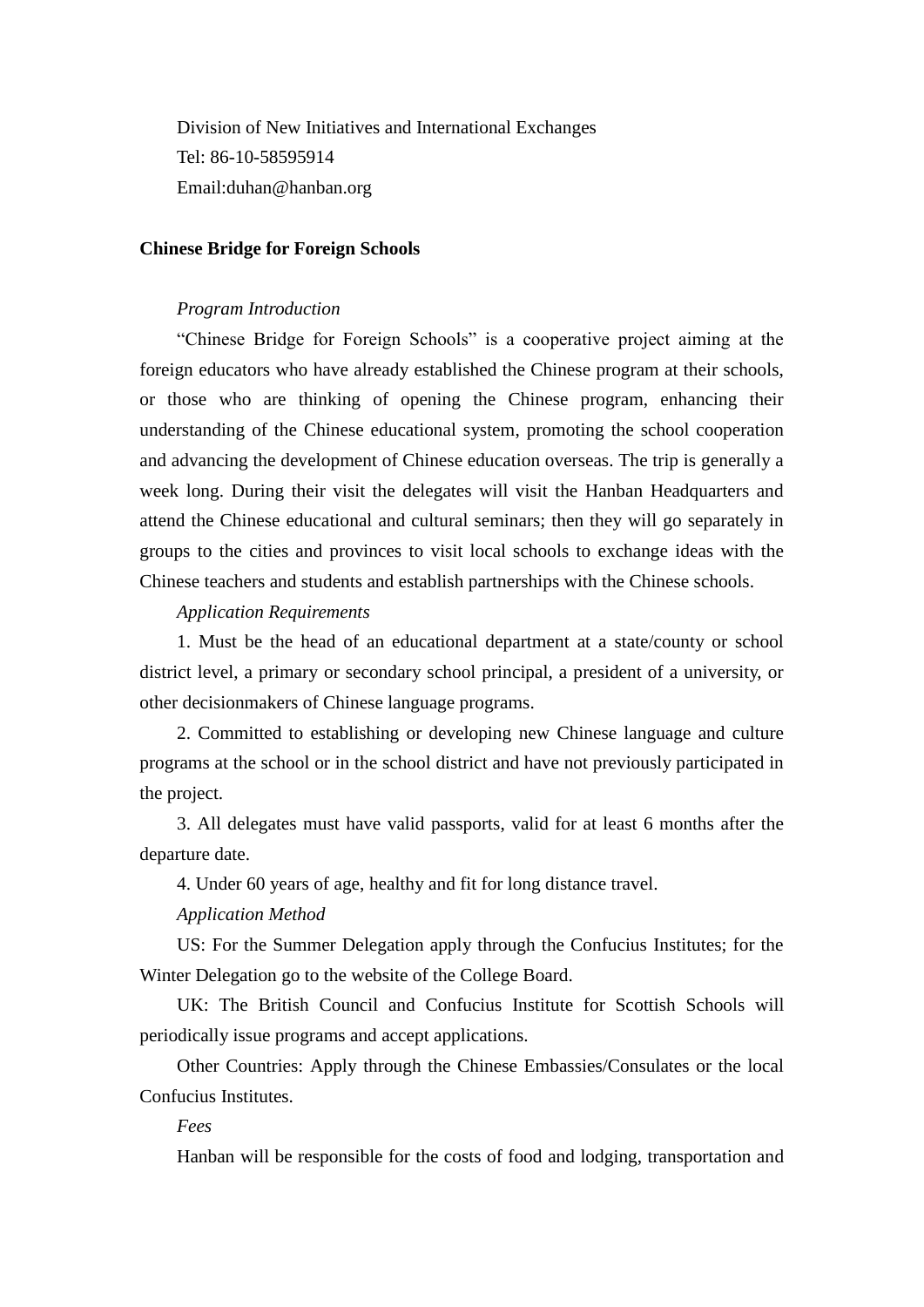Division of New Initiatives and International Exchanges

Tel: 86-10-58595914

Email:duhan@hanban.org

**Chinese Bridge for Foreign Schools**

*Program Introduction*

"Chinese Bridge for Foreign Schools" is a cooperative project aiming at the foreign educators who have already established the Chinese program at their schools, or those who are thinking of opening the Chinese program, enhancing their understanding of the Chinese educational system, promoting the school cooperation and advancing the development of Chinese education overseas. The trip is generally a week long. During their visit the delegates will visit the Hanban Headquarters and attend the Chinese educational and cultural seminars; then they will go separately in groups to the cities and provinces to visit local schools to exchange ideas with the Chinese teachers and students and establish partnerships with the Chinese schools.

*Application Requirements*

1. Must be the head of an educational department at a state/county or school district level, a primary or secondary school principal, a president of a university, or other decisionmakers of Chinese language programs.

2. Committed to establishing or developing new Chinese language and culture programs at the school or in the school district and have not previously participated in the project.

3. All delegates must have valid passports, valid for at least 6 months after the departure date.

4. Under 60 years of age, healthy and fit for long distance travel.

*Application Method*

US: For the Summer Delegation apply through the Confucius Institutes; for the Winter Delegation go to the website of the College Board.

UK: The British Council and Confucius Institute for Scottish Schools will periodically issue programs and accept applications.

Other Countries: Apply through the Chinese Embassies/Consulates or the local Confucius Institutes.

*Fees*

Hanban will be responsible for the costs of food and lodging, transportation and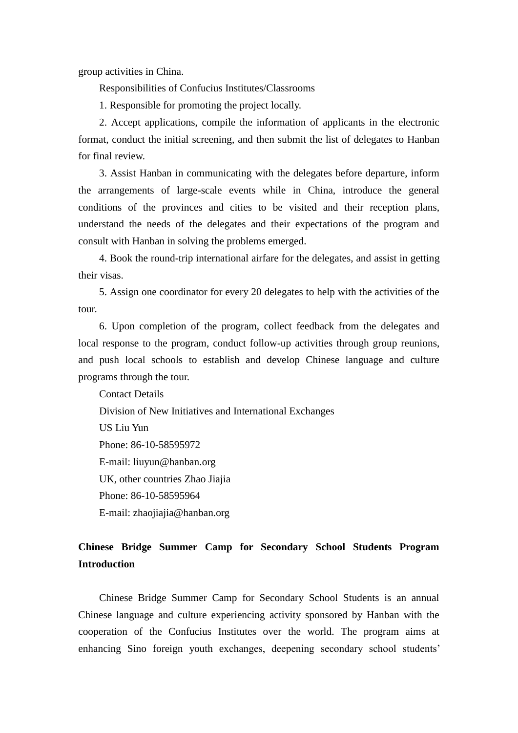group activities in China.

Responsibilities of Confucius Institutes/Classrooms

1. Responsible for promoting the project locally.

2. Accept applications, compile the information of applicants in the electronic format, conduct the initial screening, and then submit the list of delegates to Hanban for final review.

3. Assist Hanban in communicating with the delegates before departure, inform the arrangements of large-scale events while in China, introduce the general conditions of the provinces and cities to be visited and their reception plans, understand the needs of the delegates and their expectations of the program and consult with Hanban in solving the problems emerged.

4. Book the round-trip international airfare for the delegates, and assist in getting their visas.

5. Assign one coordinator for every 20 delegates to help with the activities of the tour.

6. Upon completion of the program, collect feedback from the delegates and local response to the program, conduct follow-up activities through group reunions, and push local schools to establish and develop Chinese language and culture programs through the tour.

Contact Details

Division of New Initiatives and International Exchanges

US Liu Yun

Phone: 86-10-58595972

E-mail: liuyun@hanban.org

UK, other countries Zhao Jiajia

Phone: 86-10-58595964

E-mail: zhaojiajia@hanban.org

**Chinese Bridge Summer Camp for Secondary School Students Program Introduction**

Chinese Bridge Summer Camp for Secondary School Students is an annual Chinese language and culture experiencing activity sponsored by Hanban with the cooperation of the Confucius Institutes over the world. The program aims at enhancing Sino foreign youth exchanges, deepening secondary school students'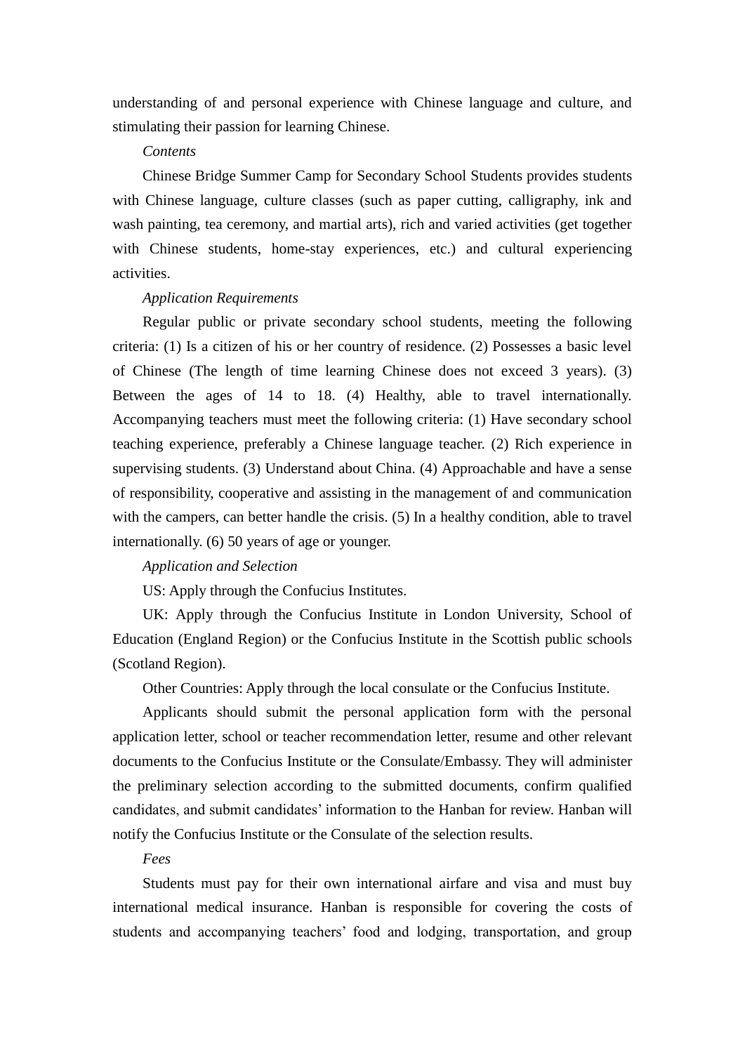understanding of and personal experience with Chinese language and culture, and stimulating their passion for learning Chinese.

*Contents*

Chinese Bridge Summer Camp for Secondary School Students provides students with Chinese language, culture classes (such as paper cutting, calligraphy, ink and wash painting, tea ceremony, and martial arts), rich and varied activities (get together with Chinese students, home-stay experiences, etc.) and cultural experiencing activities.

*Application Requirements*

Regular public or private secondary school students, meeting the following criteria: (1) Is a citizen of his or her country of residence. (2) Possesses a basic level of Chinese (The length of time learning Chinese does not exceed 3 years). (3) Between the ages of 14 to 18. (4) Healthy, able to travel internationally. Accompanying teachers must meet the following criteria: (1) Have secondary school teaching experience, preferably a Chinese language teacher. (2) Rich experience in supervising students. (3) Understand about China. (4) Approachable and have a sense of responsibility, cooperative and assisting in the management of and communication with the campers, can better handle the crisis. (5) In a healthy condition, able to travel internationally. (6) 50 years of age or younger.

*Application and Selection*

US: Apply through the Confucius Institutes.

UK: Apply through the Confucius Institute in London University, School of Education (England Region) or the Confucius Institute in the Scottish public schools (Scotland Region).

Other Countries: Apply through the local consulate or the Confucius Institute.

Applicants should submit the personal application form with the personal application letter, school or teacher recommendation letter, resume and other relevant documents to the Confucius Institute or the Consulate/Embassy. They will administer the preliminary selection according to the submitted documents, confirm qualified candidates, and submit candidates' information to the Hanban for review. Hanban will notify the Confucius Institute or the Consulate of the selection results.

*Fees*

Students must pay for their own international airfare and visa and must buy international medical insurance. Hanban is responsible for covering the costs of students and accompanying teachers' food and lodging, transportation, and group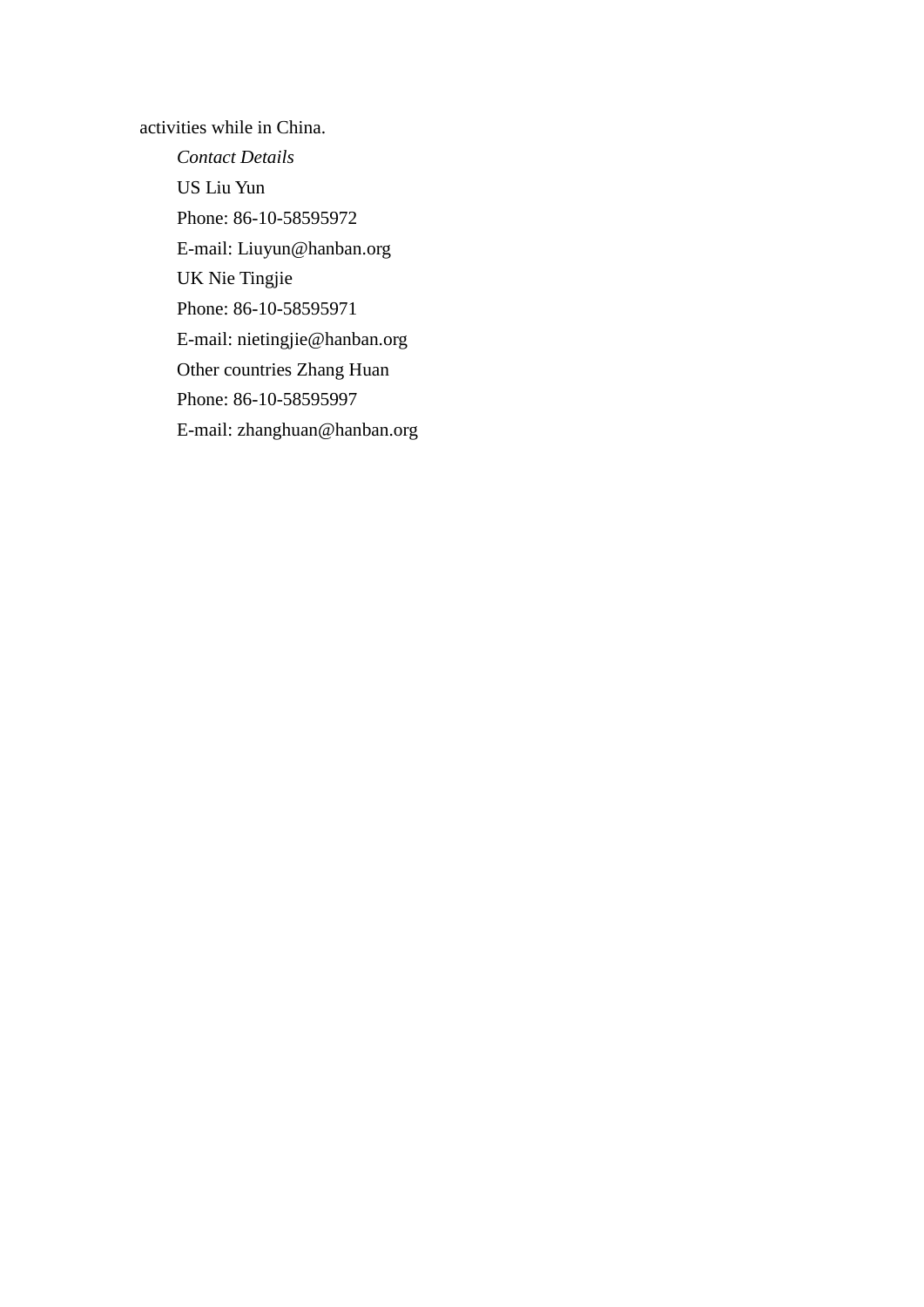activities while in China.

*Contact Details*

US Liu Yun

Phone: 86-10-58595972

E-mail: Liuyun@hanban.org

UK Nie Tingjie

Phone: 86-10-58595971

E-mail: nietingjie@hanban.org

Other countries Zhang Huan

Phone: 86-10-58595997

E-mail: zhanghuan@hanban.org